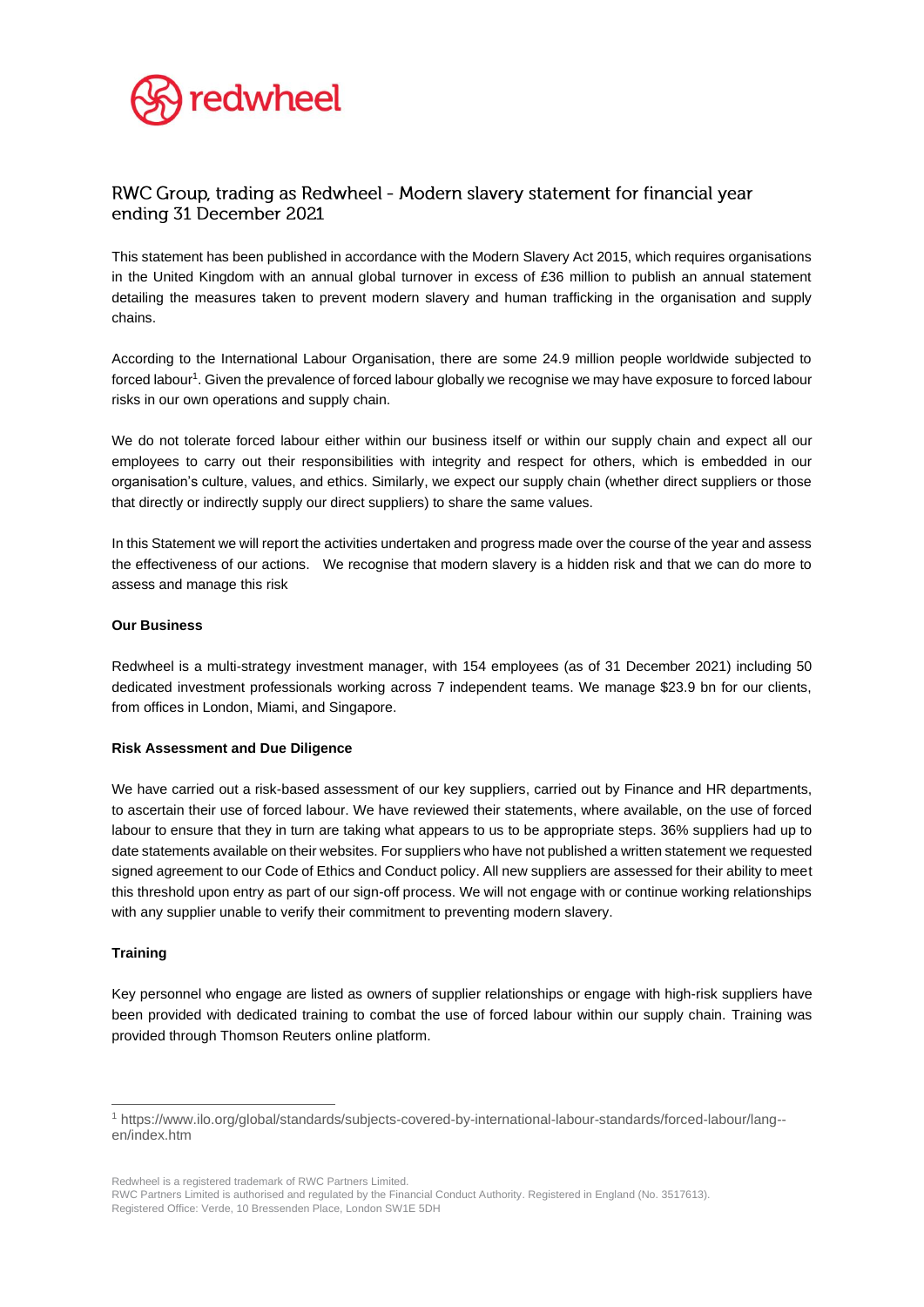# RWC Group, trading as Redwheel - Modern slavery statement for financial year ending 31 December 2021

This statement has been published in accordance with the Modern Slavery Act 2015, which requires organisations in the United Kingdom with an annual global turnover in excess of £36 million to publish an annual statement detailing the measures taken to prevent modern slavery and human trafficking in the organisation and supply chains.

According to the International Labour Organisation, there are some 24.9 million people worldwide subjected to forced labour[1]. Given the prevalence of forced labour globally we recognise we may have exposure to forced labour risks in our own operations and supply chain.

We do not tolerate forced labour either within our business itself or within our supply chain and expect all our employees to carry out their responsibilities with integrity and respect for others, which is embedded in our organisation's culture, values, and ethics. Similarly, we expect our supply chain (whether direct suppliers or those that directly or indirectly supply our direct suppliers) to share the same values.

In this Statement we will report the activities undertaken and progress made over the course of the year and assess the effectiveness of our actions. We recognise that modern slavery is a hidden risk and that we can do more to assess and manage this risk

**Our Business**

Redwheel is a multi-strategy investment manager, with 154 employees (as of 31 December 2021) including 50 dedicated investment professionals working across 7 independent teams. We manage $23.9 bn for our clients, from offices in London, Miami, and Singapore.

**Risk Assessment and Due Diligence**

We have carried out a risk-based assessment of our key suppliers, carried out by Finance and HR departments, to ascertain their use of forced labour. We have reviewed their statements, where available, on the use of forced labour to ensure that they in turn are taking what appears to us to be appropriate steps. 36% suppliers had up to date statements available on their websites. For suppliers who have not published a written statement we requested signed agreement to our Code of Ethics and Conduct policy. All new suppliers are assessed for their ability to meet this threshold upon entry as part of our sign-off process. We will not engage with or continue working relationships with any supplier unable to verify their commitment to preventing modern slavery.

**Training**

Key personnel who engage are listed as owners of supplier relationships or engage with high-risk suppliers have been provided with dedicated training to combat the use of forced labour within our supply chain. Training was provided through Thomson Reuters online platform.

[1] https://www.ilo.org/global/standards/subjects-covered-by-international-labour-standards/forced-labour/lang--en/index.htm

Redwheel is a registered trademark of RWC Partners Limited.
RWC Partners Limited is authorised and regulated by the Financial Conduct Authority. Registered in England (No. 3517613).
Registered Office: Verde, 10 Bressenden Place, London SW1E 5DH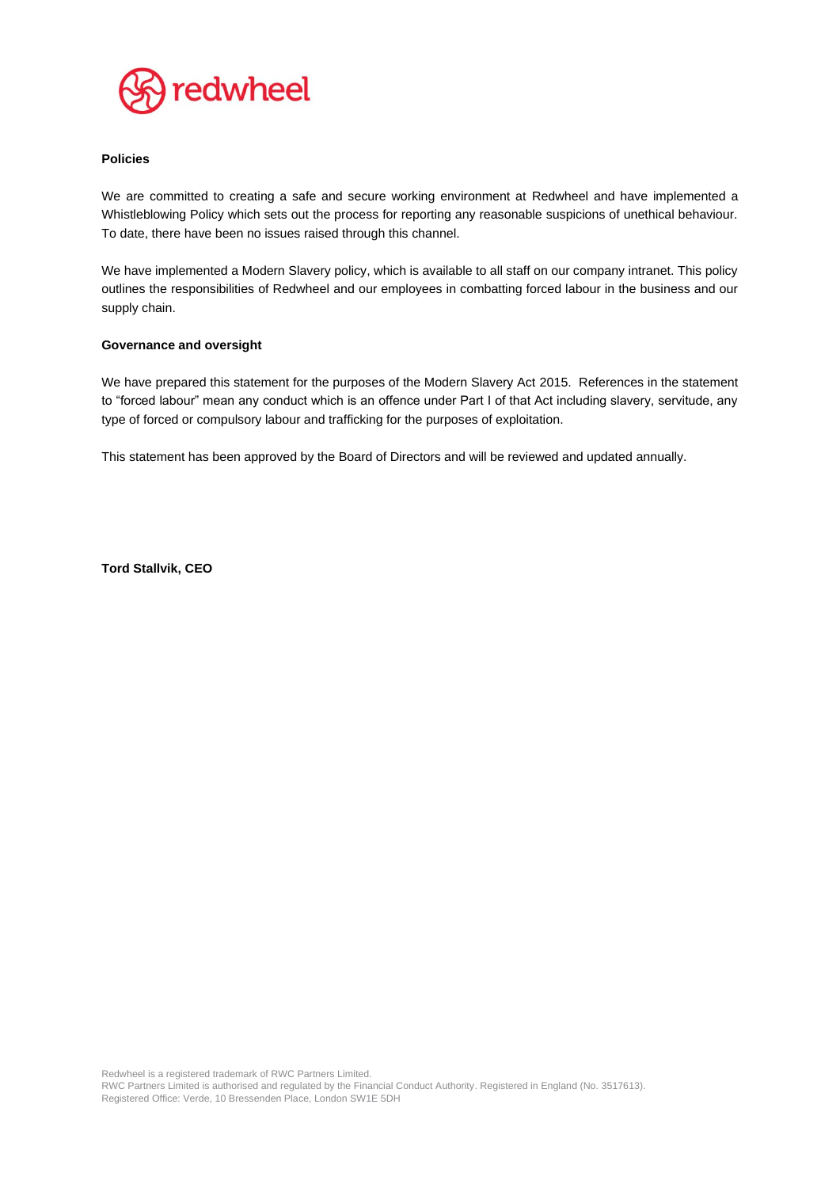**Policies**

We are committed to creating a safe and secure working environment at Redwheel and have implemented a Whistleblowing Policy which sets out the process for reporting any reasonable suspicions of unethical behaviour. To date, there have been no issues raised through this channel.

We have implemented a Modern Slavery policy, which is available to all staff on our company intranet. This policy outlines the responsibilities of Redwheel and our employees in combatting forced labour in the business and our supply chain.

**Governance and oversight**

We have prepared this statement for the purposes of the Modern Slavery Act 2015. References in the statement to "forced labour" mean any conduct which is an offence under Part I of that Act including slavery, servitude, any type of forced or compulsory labour and trafficking for the purposes of exploitation.

This statement has been approved by the Board of Directors and will be reviewed and updated annually.

**Tord Stallvik, CEO**

Redwheel is a registered trademark of RWC Partners Limited.
RWC Partners Limited is authorised and regulated by the Financial Conduct Authority. Registered in England (No. 3517613).
Registered Office: Verde, 10 Bressenden Place, London SW1E 5DH